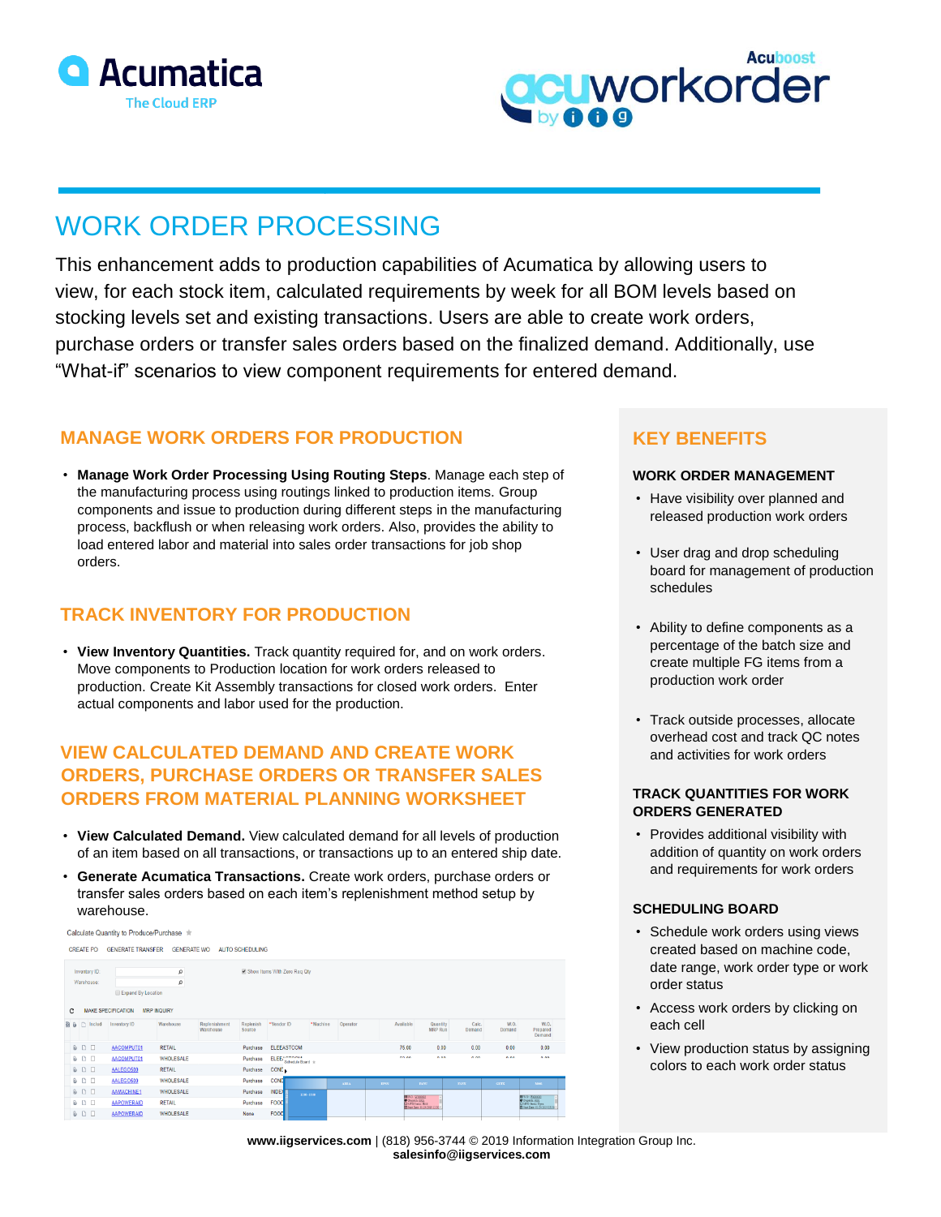# WORK ORDER PROCESSING

This enhancement adds to production capabilities of Acumatica by allowing users to view, for each stock item, calculated requirements by week for all BOM levels based on stocking levels set and existing transactions. Users are able to create work orders, purchase orders or transfer sales orders based on the finalized demand. Additionally, use "What-if" scenarios to view component requirements for entered demand.

## MANAGE WORK ORDERS FOR PRODUCTION

- **Manage Work Order Processing Using Routing Steps**. Manage each step of the manufacturing process using routings linked to production items. Group components and issue to production during different steps in the manufacturing process, backflush or when releasing work orders. Also, provides the ability to load entered labor and material into sales order transactions for job shop orders.

## TRACK INVENTORY FOR PRODUCTION

- **View Inventory Quantities.** Track quantity required for, and on work orders. Move components to Production location for work orders released to production. Create Kit Assembly transactions for closed work orders. Enter actual components and labor used for the production.

## VIEW CALCULATED DEMAND AND CREATE WORK ORDERS, PURCHASE ORDERS OR TRANSFER SALES ORDERS FROM MATERIAL PLANNING WORKSHEET

- **View Calculated Demand.** View calculated demand for all levels of production of an item based on all transactions, or transactions up to an entered ship date.
- **Generate Acumatica Transactions.** Create work orders, purchase orders or transfer sales orders based on each item's replenishment method setup by warehouse.

## KEY BENEFITS

### WORK ORDER MANAGEMENT

- Have visibility over planned and released production work orders
- User drag and drop scheduling board for management of production schedules
- Ability to define components as a percentage of the batch size and create multiple FG items from a production work order
- Track outside processes, allocate overhead cost and track QC notes and activities for work orders

### TRACK QUANTITIES FOR WORK ORDERS GENERATED

- Provides additional visibility with addition of quantity on work orders and requirements for work orders

### SCHEDULING BOARD

- Schedule work orders using views created based on machine code, date range, work order type or work order status
- Access work orders by clicking on each cell
- View production status by assigning colors to each work order status

**www.iigservices.com** | (818) 956-3744 © 2019 Information Integration Group Inc.
**salesinfo@iigservices.com**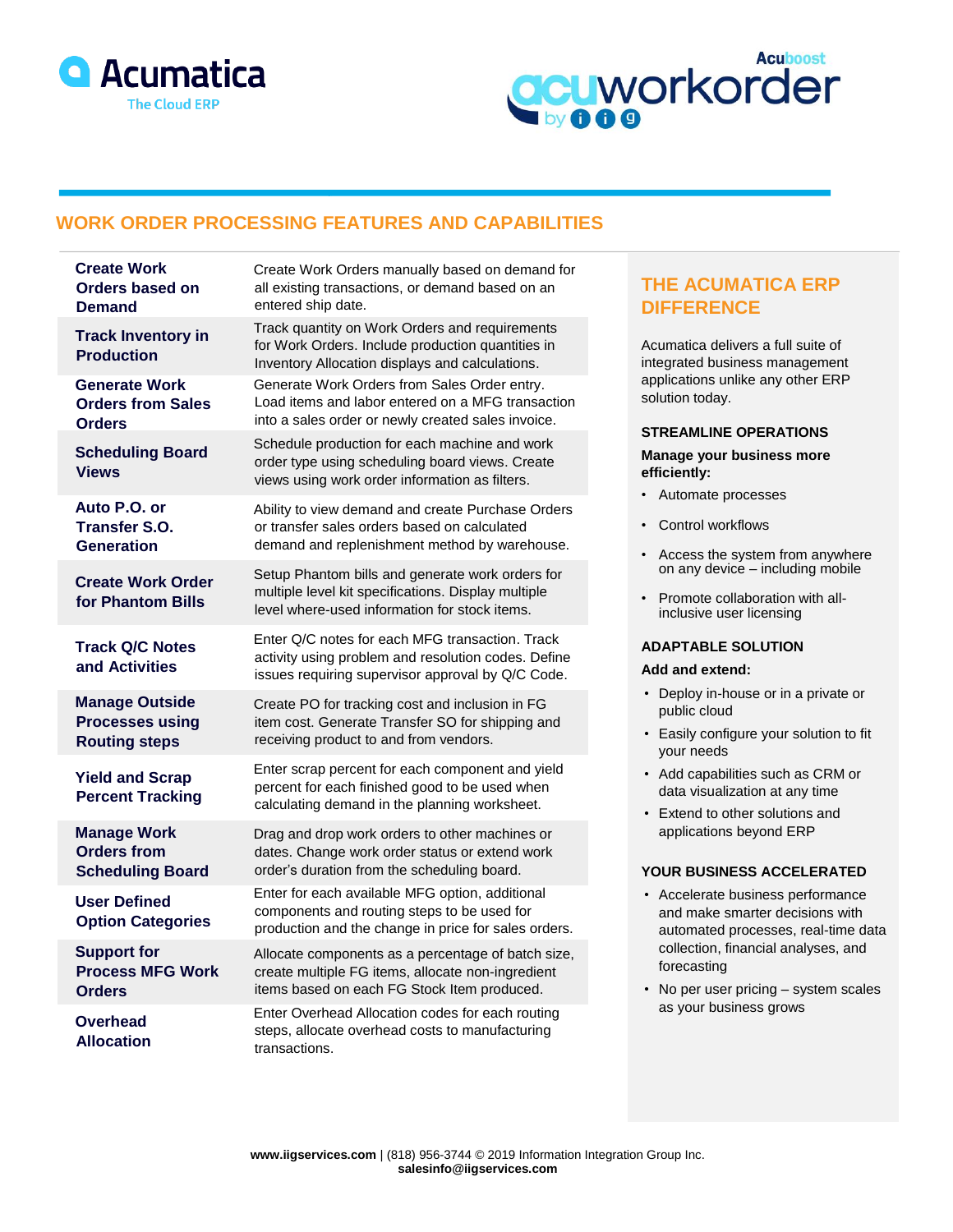Acumatica
The Cloud ERP

Acuboost
acuworkorder by iig

## WORK ORDER PROCESSING FEATURES AND CAPABILITIES

| | |
|---|---|
| **Create Work Orders based on Demand** | Create Work Orders manually based on demand for all existing transactions, or demand based on an entered ship date. |
| **Track Inventory in Production** | Track quantity on Work Orders and requirements for Work Orders. Include production quantities in Inventory Allocation displays and calculations. |
| **Generate Work Orders from Sales Orders** | Generate Work Orders from Sales Order entry. Load items and labor entered on a MFG transaction into a sales order or newly created sales invoice. |
| **Scheduling Board Views** | Schedule production for each machine and work order type using scheduling board views. Create views using work order information as filters. |
| **Auto P.O. or Transfer S.O. Generation** | Ability to view demand and create Purchase Orders or transfer sales orders based on calculated demand and replenishment method by warehouse. |
| **Create Work Order for Phantom Bills** | Setup Phantom bills and generate work orders for multiple level kit specifications. Display multiple level where-used information for stock items. |
| **Track Q/C Notes and Activities** | Enter Q/C notes for each MFG transaction. Track activity using problem and resolution codes. Define issues requiring supervisor approval by Q/C Code. |
| **Manage Outside Processes using Routing steps** | Create PO for tracking cost and inclusion in FG item cost. Generate Transfer SO for shipping and receiving product to and from vendors. |
| **Yield and Scrap Percent Tracking** | Enter scrap percent for each component and yield percent for each finished good to be used when calculating demand in the planning worksheet. |
| **Manage Work Orders from Scheduling Board** | Drag and drop work orders to other machines or dates. Change work order status or extend work order's duration from the scheduling board. |
| **User Defined Option Categories** | Enter for each available MFG option, additional components and routing steps to be used for production and the change in price for sales orders. |
| **Support for Process MFG Work Orders** | Allocate components as a percentage of batch size, create multiple FG items, allocate non-ingredient items based on each FG Stock Item produced. |
| **Overhead Allocation** | Enter Overhead Allocation codes for each routing steps, allocate overhead costs to manufacturing transactions. |

## THE ACUMATICA ERP DIFFERENCE

Acumatica delivers a full suite of integrated business management applications unlike any other ERP solution today.

### STREAMLINE OPERATIONS

**Manage your business more efficiently:**

- Automate processes
- Control workflows
- Access the system from anywhere on any device – including mobile
- Promote collaboration with all-inclusive user licensing

### ADAPTABLE SOLUTION

**Add and extend:**

- Deploy in-house or in a private or public cloud
- Easily configure your solution to fit your needs
- Add capabilities such as CRM or data visualization at any time
- Extend to other solutions and applications beyond ERP

### YOUR BUSINESS ACCELERATED

- Accelerate business performance and make smarter decisions with automated processes, real-time data collection, financial analyses, and forecasting
- No per user pricing – system scales as your business grows

**www.iigservices.com** | (818) 956-3744 © 2019 Information Integration Group Inc.
**salesinfo@iigservices.com**